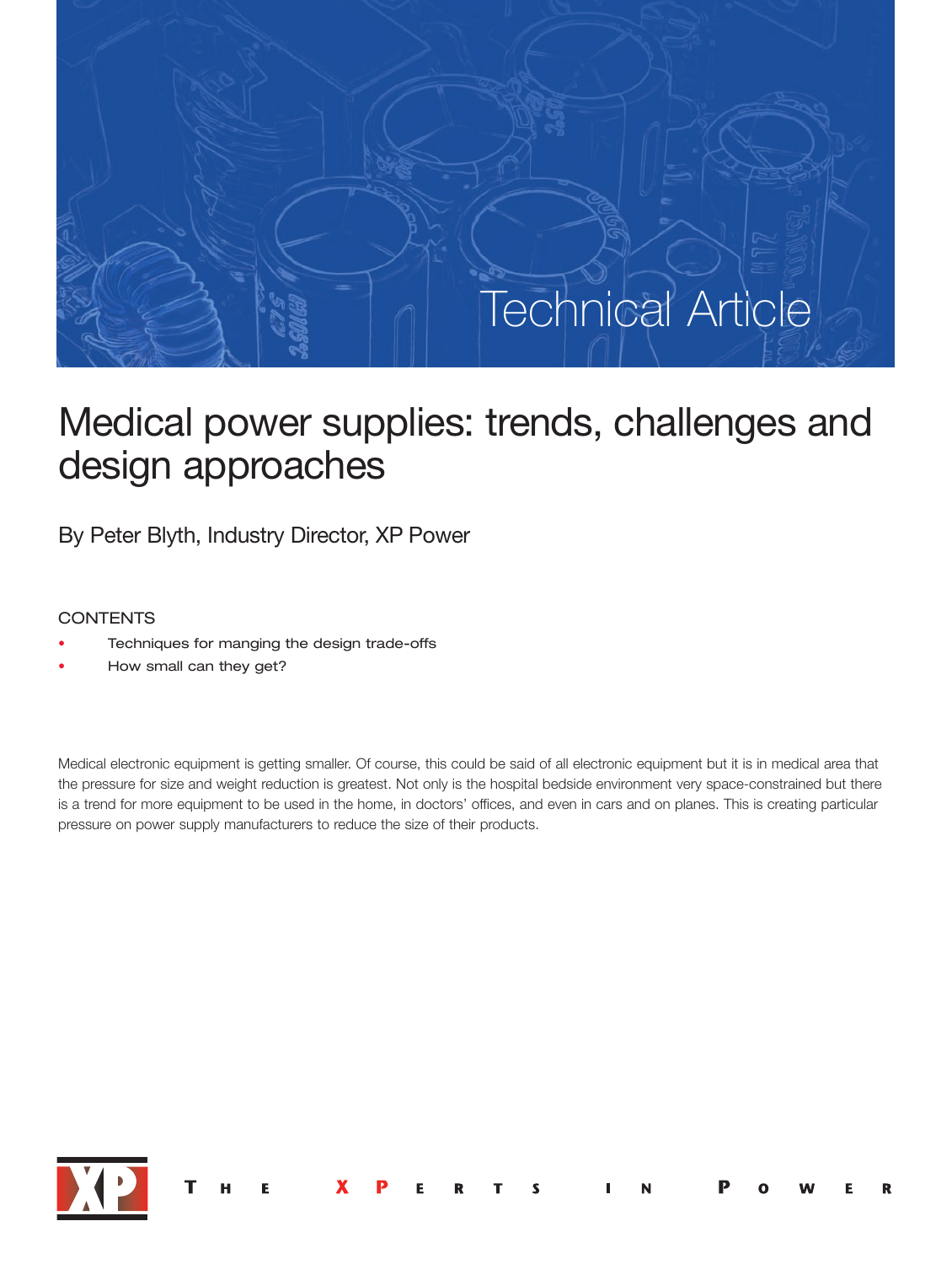Technical Article

# Medical power supplies: trends, challenges and design approaches

By Peter Blyth, Industry Director, XP Power

CONTENTS

- Techniques for manging the design trade-offs
- How small can they get?

Medical electronic equipment is getting smaller. Of course, this could be said of all electronic equipment but it is in medical area that the pressure for size and weight reduction is greatest. Not only is the hospital bedside environment very space-constrained but there is a trend for more equipment to be used in the home, in doctors' offices, and even in cars and on planes. This is creating particular pressure on power supply manufacturers to reduce the size of their products.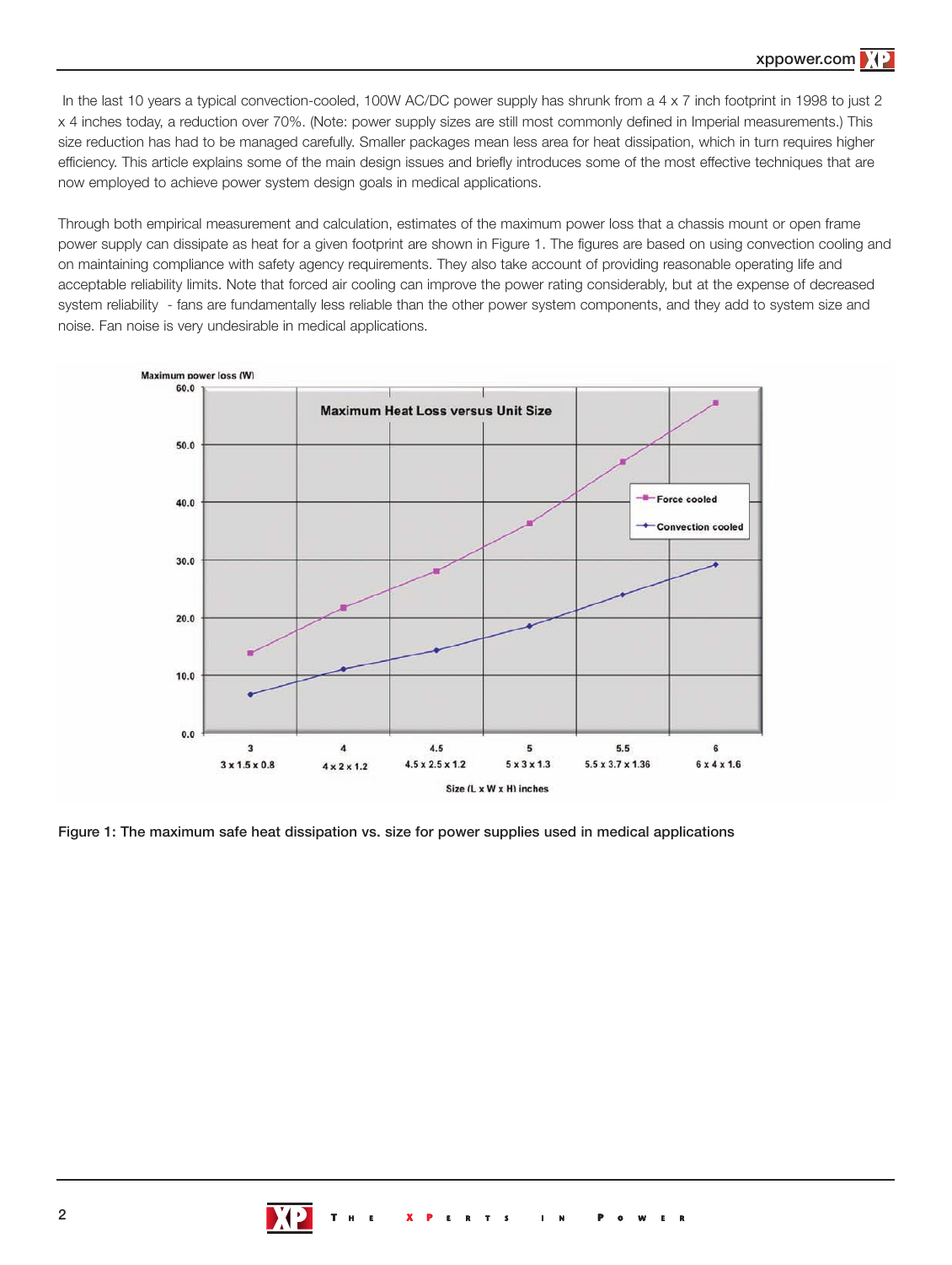In the last 10 years a typical convection-cooled, 100W AC/DC power supply has shrunk from a 4 x 7 inch footprint in 1998 to just 2 x 4 inches today, a reduction over 70%. (Note: power supply sizes are still most commonly defined in Imperial measurements.) This size reduction has had to be managed carefully. Smaller packages mean less area for heat dissipation, which in turn requires higher efficiency. This article explains some of the main design issues and briefly introduces some of the most effective techniques that are now employed to achieve power system design goals in medical applications.

Through both empirical measurement and calculation, estimates of the maximum power loss that a chassis mount or open frame power supply can dissipate as heat for a given footprint are shown in Figure 1. The figures are based on using convection cooling and on maintaining compliance with safety agency requirements. They also take account of providing reasonable operating life and acceptable reliability limits. Note that forced air cooling can improve the power rating considerably, but at the expense of decreased system reliability - fans are fundamentally less reliable than the other power system components, and they add to system size and noise. Fan noise is very undesirable in medical applications.

**Figure 1: The maximum safe heat dissipation vs. size for power supplies used in medical applications**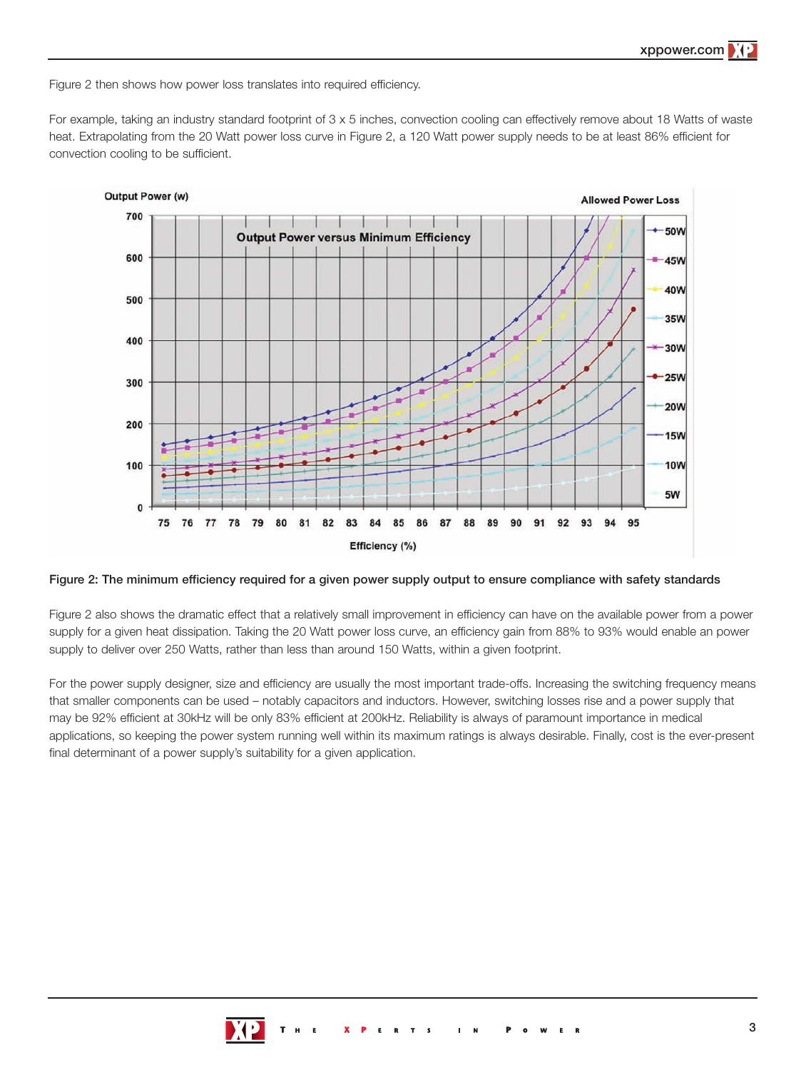Figure 2 then shows how power loss translates into required efficiency.

For example, taking an industry standard footprint of 3 x 5 inches, convection cooling can effectively remove about 18 Watts of waste heat. Extrapolating from the 20 Watt power loss curve in Figure 2, a 120 Watt power supply needs to be at least 86% efficient for convection cooling to be sufficient.

**Figure 2: The minimum efficiency required for a given power supply output to ensure compliance with safety standards**

Figure 2 also shows the dramatic effect that a relatively small improvement in efficiency can have on the available power from a power supply for a given heat dissipation. Taking the 20 Watt power loss curve, an efficiency gain from 88% to 93% would enable an power supply to deliver over 250 Watts, rather than less than around 150 Watts, within a given footprint.

For the power supply designer, size and efficiency are usually the most important trade-offs. Increasing the switching frequency means that smaller components can be used – notably capacitors and inductors. However, switching losses rise and a power supply that may be 92% efficient at 30kHz will be only 83% efficient at 200kHz. Reliability is always of paramount importance in medical applications, so keeping the power system running well within its maximum ratings is always desirable. Finally, cost is the ever-present final determinant of a power supply's suitability for a given application.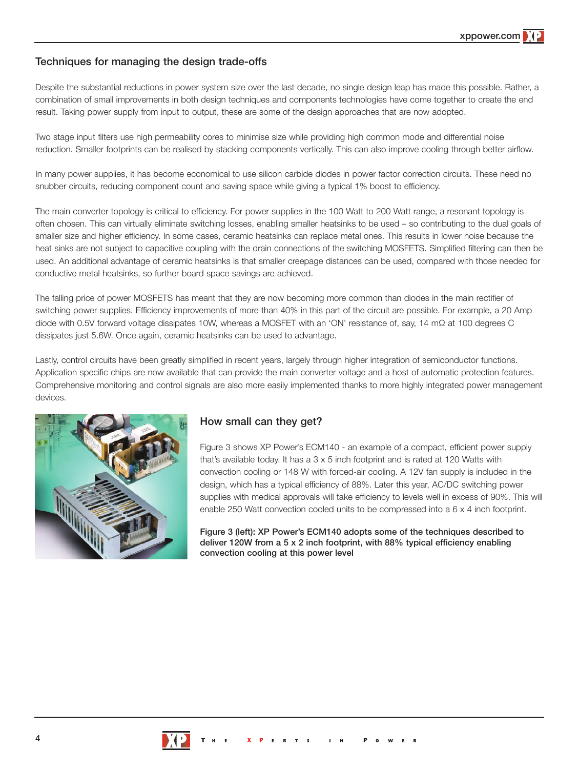## Techniques for managing the design trade-offs

Despite the substantial reductions in power system size over the last decade, no single design leap has made this possible. Rather, a combination of small improvements in both design techniques and components technologies have come together to create the end result. Taking power supply from input to output, these are some of the design approaches that are now adopted.

Two stage input filters use high permeability cores to minimise size while providing high common mode and differential noise reduction. Smaller footprints can be realised by stacking components vertically. This can also improve cooling through better airflow.

In many power supplies, it has become economical to use silicon carbide diodes in power factor correction circuits. These need no snubber circuits, reducing component count and saving space while giving a typical 1% boost to efficiency.

The main converter topology is critical to efficiency. For power supplies in the 100 Watt to 200 Watt range, a resonant topology is often chosen. This can virtually eliminate switching losses, enabling smaller heatsinks to be used – so contributing to the dual goals of smaller size and higher efficiency. In some cases, ceramic heatsinks can replace metal ones. This results in lower noise because the heat sinks are not subject to capacitive coupling with the drain connections of the switching MOSFETS. Simplified filtering can then be used. An additional advantage of ceramic heatsinks is that smaller creepage distances can be used, compared with those needed for conductive metal heatsinks, so further board space savings are achieved.

The falling price of power MOSFETS has meant that they are now becoming more common than diodes in the main rectifier of switching power supplies. Efficiency improvements of more than 40% in this part of the circuit are possible. For example, a 20 Amp diode with 0.5V forward voltage dissipates 10W, whereas a MOSFET with an 'ON' resistance of, say, 14 mΩ at 100 degrees C dissipates just 5.6W. Once again, ceramic heatsinks can be used to advantage.

Lastly, control circuits have been greatly simplified in recent years, largely through higher integration of semiconductor functions. Application specific chips are now available that can provide the main converter voltage and a host of automatic protection features. Comprehensive monitoring and control signals are also more easily implemented thanks to more highly integrated power management devices.

## How small can they get?

Figure 3 shows XP Power's ECM140 - an example of a compact, efficient power supply that's available today. It has a 3 x 5 inch footprint and is rated at 120 Watts with convection cooling or 148 W with forced-air cooling. A 12V fan supply is included in the design, which has a typical efficiency of 88%. Later this year, AC/DC switching power supplies with medical approvals will take efficiency to levels well in excess of 90%. This will enable 250 Watt convection cooled units to be compressed into a 6 x 4 inch footprint.

**Figure 3 (left): XP Power's ECM140 adopts some of the techniques described to deliver 120W from a 5 x 2 inch footprint, with 88% typical efficiency enabling convection cooling at this power level**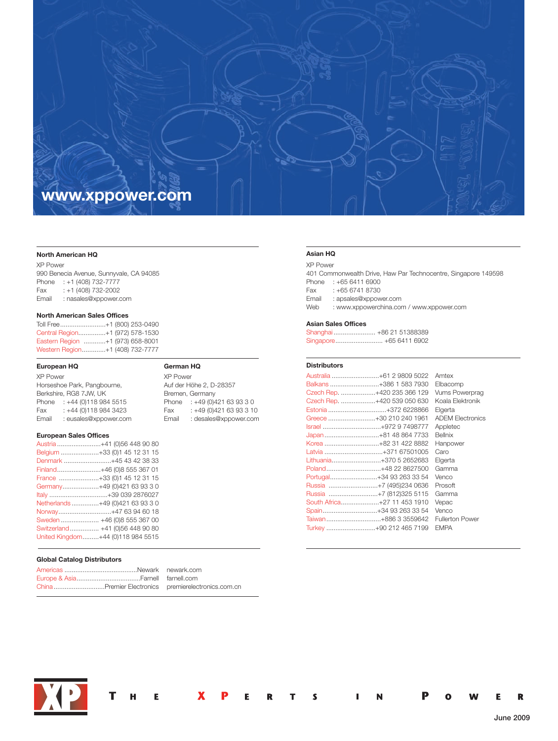www.xppower.com

### North American HQ

XP Power
990 Benecia Avenue, Sunnyvale, CA 94085
Phone : +1 (408) 732-7777
Fax : +1 (408) 732-2002
Email : nasales@xppower.com

### North American Sales Offices

Toll Free.........................+1 (800) 253-0490
Central Region...............+1 (972) 578-1530
Eastern Region ............+1 (973) 658-8001
Western Region.............+1 (408) 732-7777

### European HQ

XP Power
Horseshoe Park, Pangbourne,
Berkshire, RG8 7JW, UK
Phone : +44 (0)118 984 5515
Fax : +44 (0)118 984 3423
Email : eusales@xppower.com

### German HQ

XP Power
Auf der Höhe 2, D-28357
Bremen, Germany
Phone : +49 (0)421 63 93 3 0
Fax : +49 (0)421 63 93 3 10
Email : desales@xppower.com

### European Sales Offices

Austria........................+41 (0)56 448 90 80
Belgium .....................+33 (0)1 45 12 31 15
Denmark ..........................+45 43 42 38 33
Finland........................+46 (0)8 555 367 01
France ......................+33 (0)1 45 12 31 15
Germany....................+49 (0)421 63 93 3 0
Italy ................................+39 039 2876027
Netherlands ...............+49 (0)421 63 93 3 0
Norway.............................+47 63 94 60 18
Sweden ..................... +46 (0)8 555 367 00
Switzerland................ +41 (0)56 448 90 80
United Kingdom.........+44 (0)118 984 5515

### Global Catalog Distributors

Americas ........................................Newark newark.com
Europe & Asia...................................Farnell farnell.com
China ............................Premier Electronics premierelectronics.com.cn

### Asian HQ

XP Power
401 Commonwealth Drive, Haw Par Technocentre, Singapore 149598
Phone : +65 6411 6900
Fax : +65 6741 8730
Email : apsales@xppower.com
Web : www.xppowerchina.com / www.xppower.com

### Asian Sales Offices

Shanghai....................... +86 21 51388389
Singapore.......................... +65 6411 6902

### Distributors

Australia ..........................+61 2 9809 5022 Amtex
Balkans ...........................+386 1 583 7930 Elbacomp
Czech Rep. ...................+420 235 366 129 Vums Powerprag
Czech Rep. ...................+420 539 050 630 Koala Elektronik
Estonia ................................+372 6228866 Elgerta
Greece ..........................+30 210 240 1961 ADEM Electronics
Israel ................................+972 9 7498777 Appletec
Japan ..............................+81 48 864 7733 Bellnix
Korea ..............................+82 31 422 8882 Hanpower
Latvia ................................+371 67501005 Caro
Lithuania...........................+370 5 2652683 Elgerta
Poland..............................+48 22 8627500 Gamma
Portugal..........................+34 93 263 33 54 Venco
Russia ...........................+7 (495)234 0636 Prosoft
Russia ...........................+7 (812)325 5115 Gamma
South Africa.....................+27 11 453 1910 Vepac
Spain..............................+34 93 263 33 54 Venco
Taiwan..............................+886 3 3559642 Fullerton Power
Turkey ...........................+90 212 465 7199 EMPA

THE XPERTS IN POWER

June 2009